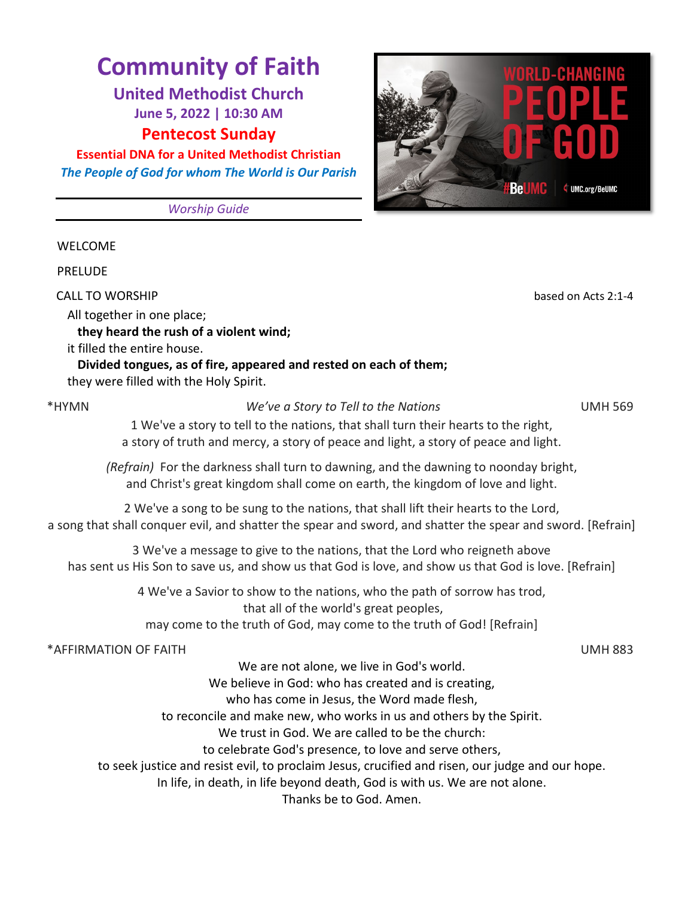# Community of Faith

## United Methodist Church

**June 5, 2022 | 10:30 AM**

## Pentecost Sunday

**Essential DNA for a United Methodist Christian**

***The People of God for whom The World is Our Parish***

*Worship Guide*

WELCOME

PRELUDE

CALL TO WORSHIP — based on Acts 2:1-4

All together in one place;
**they heard the rush of a violent wind;**
it filled the entire house.
**Divided tongues, as of fire, appeared and rested on each of them;**
they were filled with the Holy Spirit.

*HYMN — *We've a Story to Tell to the Nations* — UMH 569

1 We've a story to tell to the nations, that shall turn their hearts to the right,
a story of truth and mercy, a story of peace and light, a story of peace and light.

*(Refrain)* For the darkness shall turn to dawning, and the dawning to noonday bright,
and Christ's great kingdom shall come on earth, the kingdom of love and light.

2 We've a song to be sung to the nations, that shall lift their hearts to the Lord,
a song that shall conquer evil, and shatter the spear and sword, and shatter the spear and sword. [Refrain]

3 We've a message to give to the nations, that the Lord who reigneth above
has sent us His Son to save us, and show us that God is love, and show us that God is love. [Refrain]

4 We've a Savior to show to the nations, who the path of sorrow has trod,
that all of the world's great peoples,
may come to the truth of God, may come to the truth of God! [Refrain]

*AFFIRMATION OF FAITH — UMH 883

We are not alone, we live in God's world.
We believe in God: who has created and is creating,
who has come in Jesus, the Word made flesh,
to reconcile and make new, who works in us and others by the Spirit.
We trust in God. We are called to be the church:
to celebrate God's presence, to love and serve others,
to seek justice and resist evil, to proclaim Jesus, crucified and risen, our judge and our hope.
In life, in death, in life beyond death, God is with us. We are not alone.
Thanks be to God. Amen.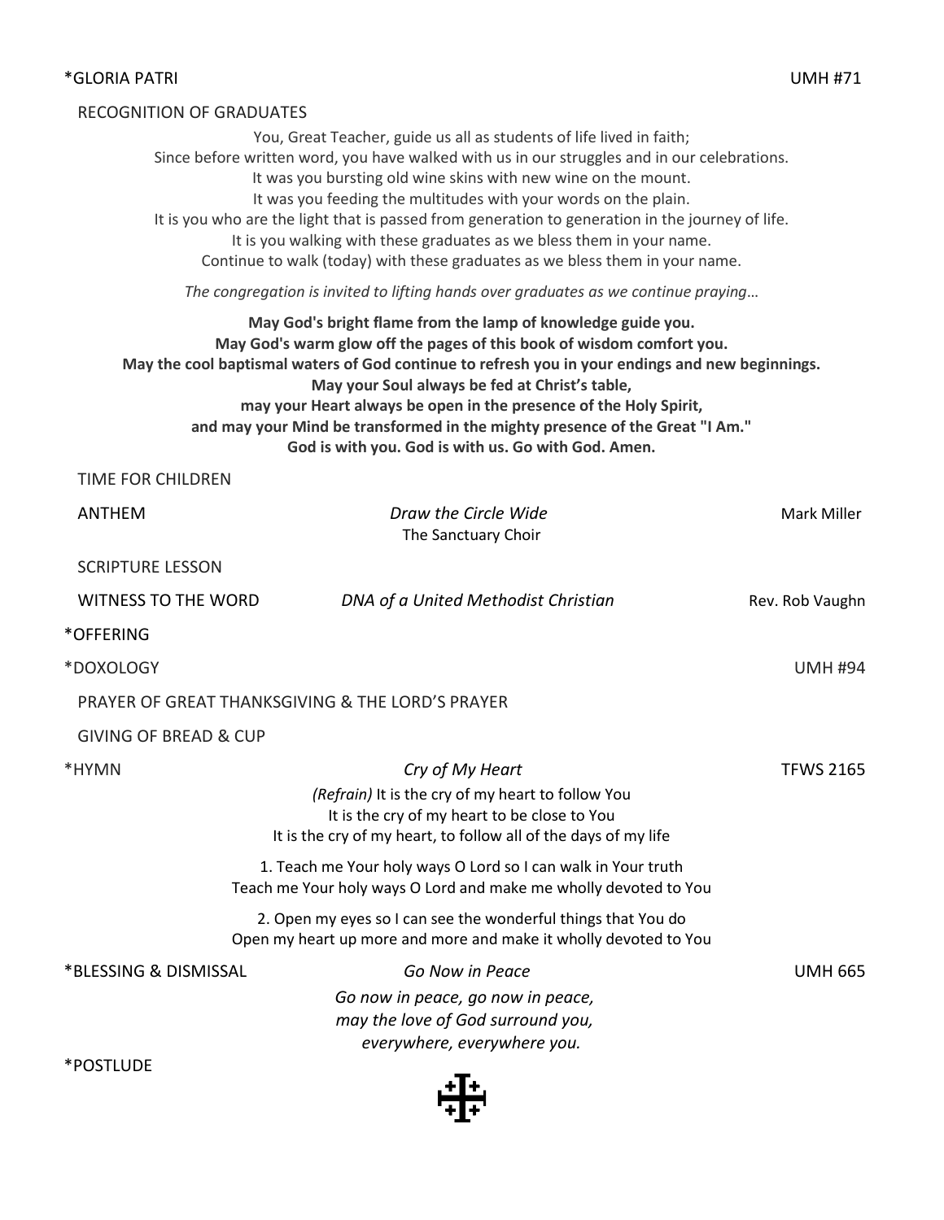*GLORIA PATRI UMH #71

RECOGNITION OF GRADUATES

You, Great Teacher, guide us all as students of life lived in faith;
Since before written word, you have walked with us in our struggles and in our celebrations.
It was you bursting old wine skins with new wine on the mount.
It was you feeding the multitudes with your words on the plain.
It is you who are the light that is passed from generation to generation in the journey of life.
It is you walking with these graduates as we bless them in your name.
Continue to walk (today) with these graduates as we bless them in your name.

*The congregation is invited to lifting hands over graduates as we continue praying…*

**May God's bright flame from the lamp of knowledge guide you.**
**May God's warm glow off the pages of this book of wisdom comfort you.**
**May the cool baptismal waters of God continue to refresh you in your endings and new beginnings.**
**May your Soul always be fed at Christ's table,**
**may your Heart always be open in the presence of the Holy Spirit,**
**and may your Mind be transformed in the mighty presence of the Great "I Am."**
**God is with you. God is with us. Go with God. Amen.**

TIME FOR CHILDREN

ANTHEM *Draw the Circle Wide* Mark Miller
The Sanctuary Choir

SCRIPTURE LESSON

WITNESS TO THE WORD *DNA of a United Methodist Christian* Rev. Rob Vaughn

*OFFERING

*DOXOLOGY UMH #94

PRAYER OF GREAT THANKSGIVING & THE LORD'S PRAYER

GIVING OF BREAD & CUP

*HYMN *Cry of My Heart* TFWS 2165

*(Refrain)* It is the cry of my heart to follow You
It is the cry of my heart to be close to You
It is the cry of my heart, to follow all of the days of my life

1. Teach me Your holy ways O Lord so I can walk in Your truth
Teach me Your holy ways O Lord and make me wholly devoted to You

2. Open my eyes so I can see the wonderful things that You do
Open my heart up more and more and make it wholly devoted to You

*BLESSING & DISMISSAL *Go Now in Peace* UMH 665

*Go now in peace, go now in peace,*
*may the love of God surround you,*
*everywhere, everywhere you.*

*POSTLUDE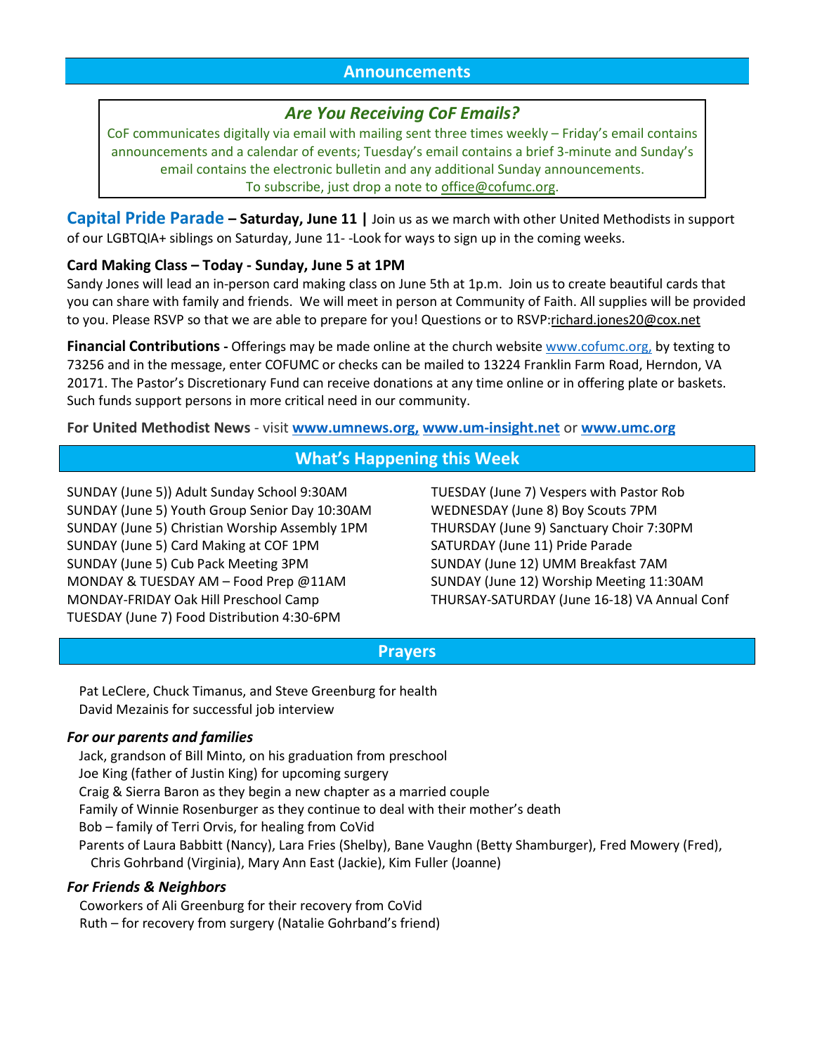## Announcements

### *Are You Receiving CoF Emails?*

CoF communicates digitally via email with mailing sent three times weekly – Friday's email contains announcements and a calendar of events; Tuesday's email contains a brief 3-minute and Sunday's email contains the electronic bulletin and any additional Sunday announcements.
To subscribe, just drop a note to office@cofumc.org.

**Capital Pride Parade – Saturday, June 11 |** Join us as we march with other United Methodists in support of our LGBTQIA+ siblings on Saturday, June 11- -Look for ways to sign up in the coming weeks.

**Card Making Class – Today - Sunday, June 5 at 1PM**
Sandy Jones will lead an in-person card making class on June 5th at 1p.m. Join us to create beautiful cards that you can share with family and friends. We will meet in person at Community of Faith. All supplies will be provided to you. Please RSVP so that we are able to prepare for you! Questions or to RSVP:richard.jones20@cox.net

**Financial Contributions -** Offerings may be made online at the church website www.cofumc.org, by texting to 73256 and in the message, enter COFUMC or checks can be mailed to 13224 Franklin Farm Road, Herndon, VA 20171. The Pastor's Discretionary Fund can receive donations at any time online or in offering plate or baskets. Such funds support persons in more critical need in our community.

**For United Methodist News** - visit **www.umnews.org, www.um-insight.net** or **www.umc.org**

## What's Happening this Week

SUNDAY (June 5)) Adult Sunday School 9:30AM
SUNDAY (June 5) Youth Group Senior Day 10:30AM
SUNDAY (June 5) Christian Worship Assembly 1PM
SUNDAY (June 5) Card Making at COF 1PM
SUNDAY (June 5) Cub Pack Meeting 3PM
MONDAY & TUESDAY AM – Food Prep @11AM
MONDAY-FRIDAY Oak Hill Preschool Camp
TUESDAY (June 7) Food Distribution 4:30-6PM
TUESDAY (June 7) Vespers with Pastor Rob
WEDNESDAY (June 8) Boy Scouts 7PM
THURSDAY (June 9) Sanctuary Choir 7:30PM
SATURDAY (June 11) Pride Parade
SUNDAY (June 12) UMM Breakfast 7AM
SUNDAY (June 12) Worship Meeting 11:30AM
THURSAY-SATURDAY (June 16-18) VA Annual Conf

## Prayers

Pat LeClere, Chuck Timanus, and Steve Greenburg for health
David Mezainis for successful job interview

***For our parents and families***

Jack, grandson of Bill Minto, on his graduation from preschool
Joe King (father of Justin King) for upcoming surgery
Craig & Sierra Baron as they begin a new chapter as a married couple
Family of Winnie Rosenburger as they continue to deal with their mother's death
Bob – family of Terri Orvis, for healing from CoVid
Parents of Laura Babbitt (Nancy), Lara Fries (Shelby), Bane Vaughn (Betty Shamburger), Fred Mowery (Fred), Chris Gohrband (Virginia), Mary Ann East (Jackie), Kim Fuller (Joanne)

***For Friends & Neighbors***

Coworkers of Ali Greenburg for their recovery from CoVid
Ruth – for recovery from surgery (Natalie Gohrband's friend)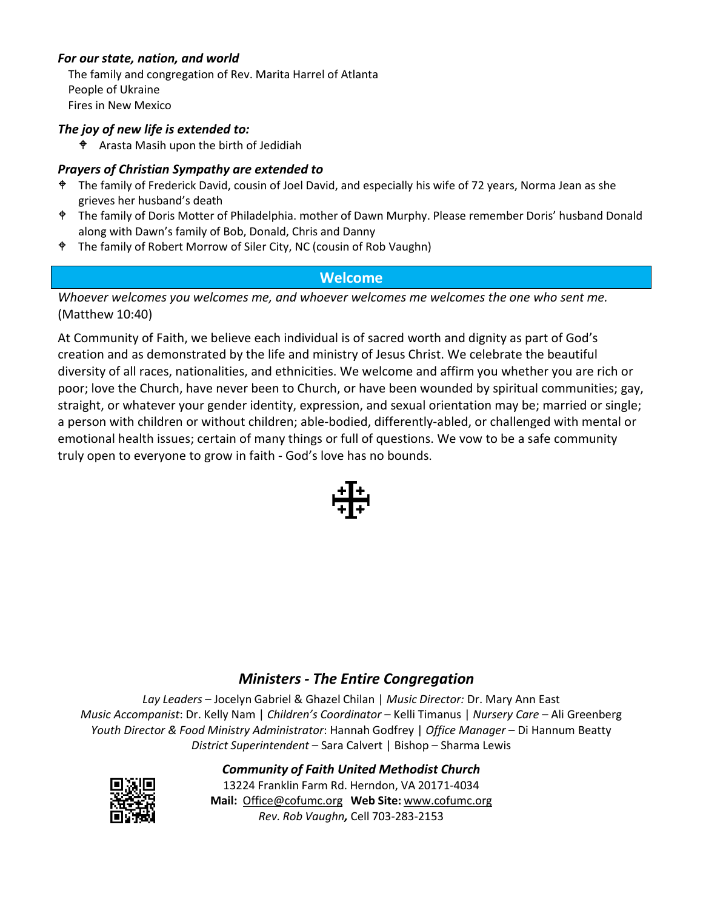***For our state, nation, and world***

The family and congregation of Rev. Marita Harrel of Atlanta
People of Ukraine
Fires in New Mexico

***The joy of new life is extended to:***

- Arasta Masih upon the birth of Jedidiah

***Prayers of Christian Sympathy are extended to***

- The family of Frederick David, cousin of Joel David, and especially his wife of 72 years, Norma Jean as she grieves her husband's death
- The family of Doris Motter of Philadelphia. mother of Dawn Murphy. Please remember Doris' husband Donald along with Dawn's family of Bob, Donald, Chris and Danny
- The family of Robert Morrow of Siler City, NC (cousin of Rob Vaughn)

## Welcome

*Whoever welcomes you welcomes me, and whoever welcomes me welcomes the one who sent me.* (Matthew 10:40)

At Community of Faith, we believe each individual is of sacred worth and dignity as part of God's creation and as demonstrated by the life and ministry of Jesus Christ. We celebrate the beautiful diversity of all races, nationalities, and ethnicities. We welcome and affirm you whether you are rich or poor; love the Church, have never been to Church, or have been wounded by spiritual communities; gay, straight, or whatever your gender identity, expression, and sexual orientation may be; married or single; a person with children or without children; able-bodied, differently-abled, or challenged with mental or emotional health issues; certain of many things or full of questions. We vow to be a safe community truly open to everyone to grow in faith - God's love has no bounds.

### *Ministers - The Entire Congregation*

*Lay Leaders* – Jocelyn Gabriel & Ghazel Chilan | *Music Director:* Dr. Mary Ann East
*Music Accompanist*: Dr. Kelly Nam | *Children's Coordinator* – Kelli Timanus | *Nursery Care* – Ali Greenberg
*Youth Director & Food Ministry Administrator*: Hannah Godfrey | *Office Manager* – Di Hannum Beatty
*District Superintendent* – Sara Calvert | Bishop – Sharma Lewis

***Community of Faith United Methodist Church***
13224 Franklin Farm Rd. Herndon, VA 20171-4034
**Mail:** Office@cofumc.org **Web Site:** www.cofumc.org
*Rev. Rob Vaughn,* Cell 703-283-2153